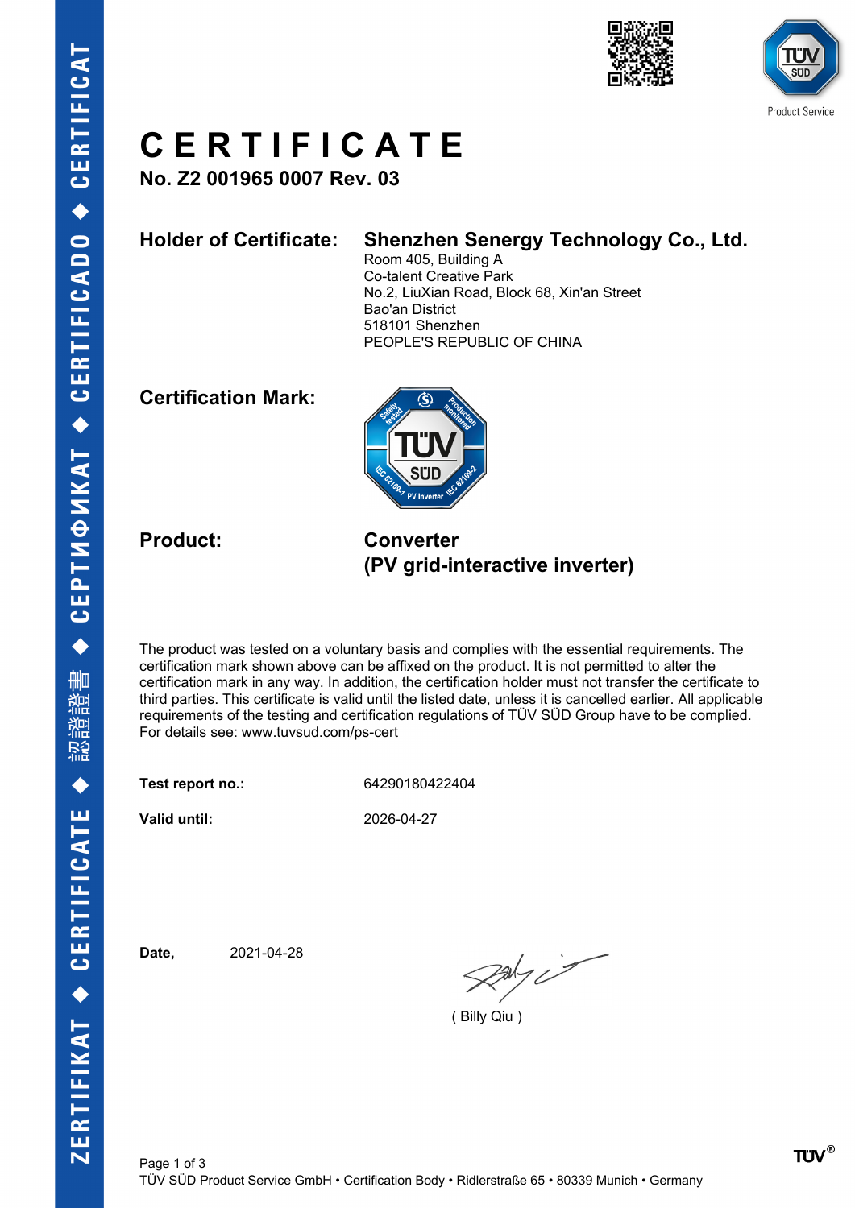# CERTIFICATE

**No. Z2 001965 0007 Rev. 03**

**Holder of Certificate:** **Shenzhen Senergy Technology Co., Ltd.**
Room 405, Building A
Co-talent Creative Park
No.2, LiuXian Road, Block 68, Xin'an Street
Bao'an District
518101 Shenzhen
PEOPLE'S REPUBLIC OF CHINA

**Certification Mark:**

**Product:** **Converter**
**(PV grid-interactive inverter)**

The product was tested on a voluntary basis and complies with the essential requirements. The certification mark shown above can be affixed on the product. It is not permitted to alter the certification mark in any way. In addition, the certification holder must not transfer the certificate to third parties. This certificate is valid until the listed date, unless it is cancelled earlier. All applicable requirements of the testing and certification regulations of TÜV SÜD Group have to be complied.
For details see: www.tuvsud.com/ps-cert

**Test report no.:** 64290180422404

**Valid until:** 2026-04-27

**Date,** 2021-04-28

( Billy Qiu )

TÜV SÜD Product Service GmbH • Certification Body • Ridlerstraße 65 • 80339 Munich • Germany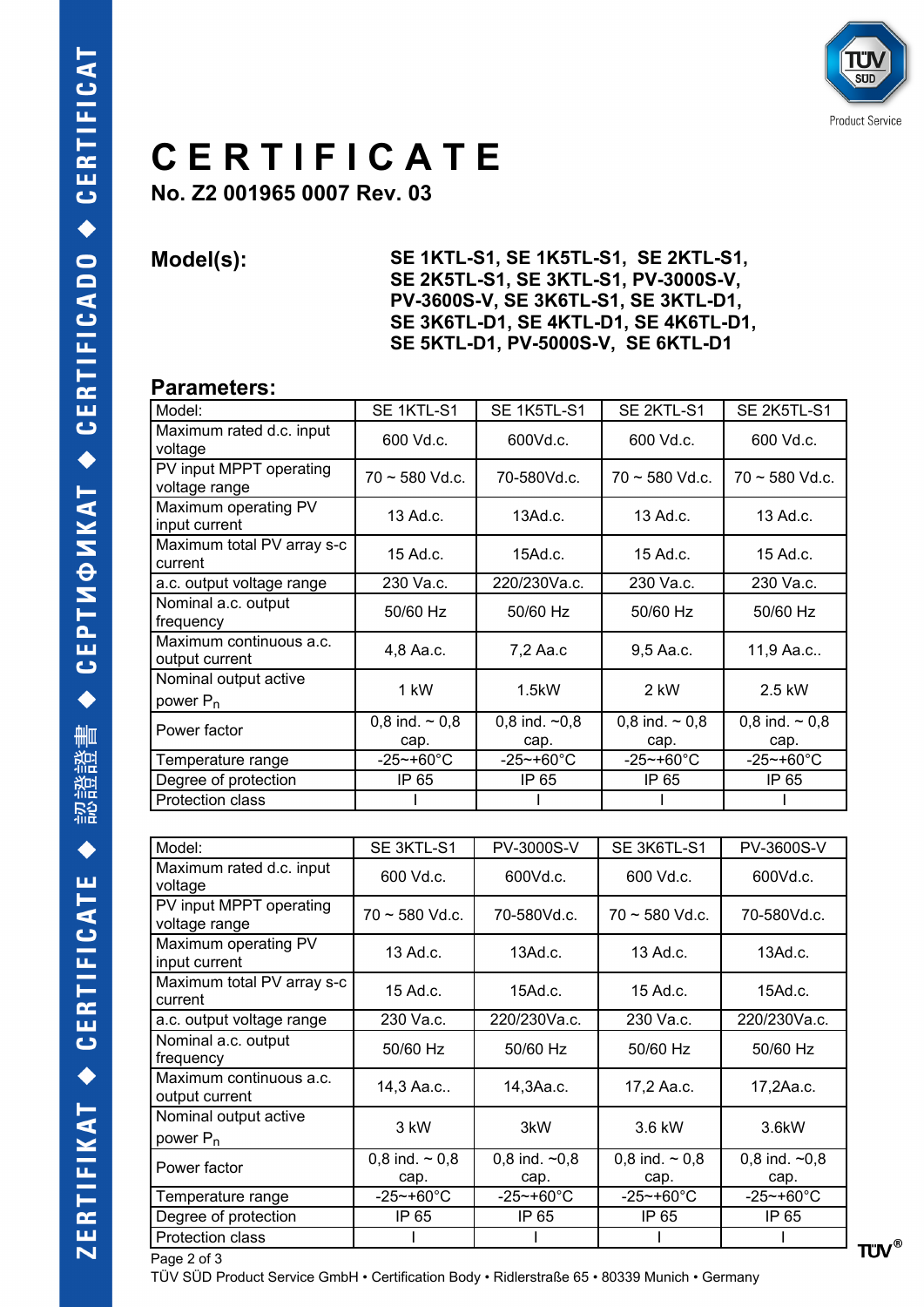# CERTIFICATE

**No. Z2 001965 0007 Rev. 03**

**Model(s):** **SE 1KTL-S1, SE 1K5TL-S1, SE 2KTL-S1, SE 2K5TL-S1, SE 3KTL-S1, PV-3000S-V, PV-3600S-V, SE 3K6TL-S1, SE 3KTL-D1, SE 3K6TL-D1, SE 4KTL-D1, SE 4K6TL-D1, SE 5KTL-D1, PV-5000S-V, SE 6KTL-D1**

## Parameters:

| Model: | SE 1KTL-S1 | SE 1K5TL-S1 | SE 2KTL-S1 | SE 2K5TL-S1 |
|---|---|---|---|---|
| Maximum rated d.c. input voltage | 600 Vd.c. | 600Vd.c. | 600 Vd.c. | 600 Vd.c. |
| PV input MPPT operating voltage range | 70 ~ 580 Vd.c. | 70-580Vd.c. | 70 ~ 580 Vd.c. | 70 ~ 580 Vd.c. |
| Maximum operating PV input current | 13 Ad.c. | 13Ad.c. | 13 Ad.c. | 13 Ad.c. |
| Maximum total PV array s-c current | 15 Ad.c. | 15Ad.c. | 15 Ad.c. | 15 Ad.c. |
| a.c. output voltage range | 230 Va.c. | 220/230Va.c. | 230 Va.c. | 230 Va.c. |
| Nominal a.c. output frequency | 50/60 Hz | 50/60 Hz | 50/60 Hz | 50/60 Hz |
| Maximum continuous a.c. output current | 4,8 Aa.c. | 7,2 Aa.c | 9,5 Aa.c. | 11,9 Aa.c.. |
| Nominal output active power $P_n$ | 1 kW | 1.5kW | 2 kW | 2.5 kW |
| Power factor | 0,8 ind. ~ 0,8 cap. | 0,8 ind. ~0,8 cap. | 0,8 ind. ~ 0,8 cap. | 0,8 ind. ~ 0,8 cap. |
| Temperature range | -25~+60°C | -25~+60°C | -25~+60°C | -25~+60°C |
| Degree of protection | IP 65 | IP 65 | IP 65 | IP 65 |
| Protection class | I | I | I | I |

| Model: | SE 3KTL-S1 | PV-3000S-V | SE 3K6TL-S1 | PV-3600S-V |
|---|---|---|---|---|
| Maximum rated d.c. input voltage | 600 Vd.c. | 600Vd.c. | 600 Vd.c. | 600Vd.c. |
| PV input MPPT operating voltage range | 70 ~ 580 Vd.c. | 70-580Vd.c. | 70 ~ 580 Vd.c. | 70-580Vd.c. |
| Maximum operating PV input current | 13 Ad.c. | 13Ad.c. | 13 Ad.c. | 13Ad.c. |
| Maximum total PV array s-c current | 15 Ad.c. | 15Ad.c. | 15 Ad.c. | 15Ad.c. |
| a.c. output voltage range | 230 Va.c. | 220/230Va.c. | 230 Va.c. | 220/230Va.c. |
| Nominal a.c. output frequency | 50/60 Hz | 50/60 Hz | 50/60 Hz | 50/60 Hz |
| Maximum continuous a.c. output current | 14,3 Aa.c.. | 14,3Aa.c. | 17,2 Aa.c. | 17,2Aa.c. |
| Nominal output active power $P_n$ | 3 kW | 3kW | 3.6 kW | 3.6kW |
| Power factor | 0,8 ind. ~ 0,8 cap. | 0,8 ind. ~0,8 cap. | 0,8 ind. ~ 0,8 cap. | 0,8 ind. ~0,8 cap. |
| Temperature range | -25~+60°C | -25~+60°C | -25~+60°C | -25~+60°C |
| Degree of protection | IP 65 | IP 65 | IP 65 | IP 65 |
| Protection class | I | I | I | I |

TÜV SÜD Product Service GmbH • Certification Body • Ridlerstraße 65 • 80339 Munich • Germany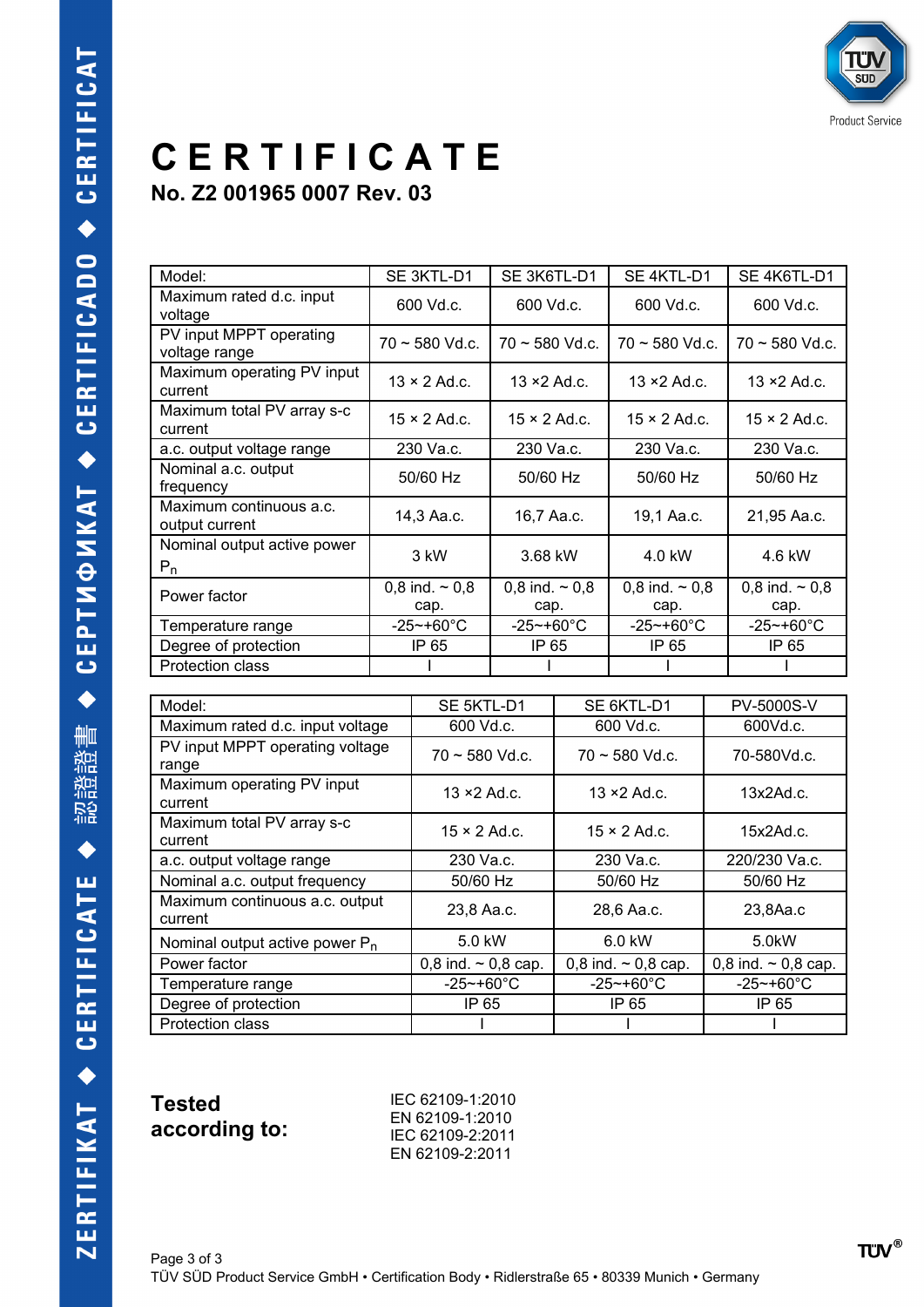# CERTIFICATE

**No. Z2 001965 0007 Rev. 03**

| Model: | SE 3KTL-D1 | SE 3K6TL-D1 | SE 4KTL-D1 | SE 4K6TL-D1 |
|---|---|---|---|---|
| Maximum rated d.c. input voltage | 600 Vd.c. | 600 Vd.c. | 600 Vd.c. | 600 Vd.c. |
| PV input MPPT operating voltage range | 70 ~ 580 Vd.c. | 70 ~ 580 Vd.c. | 70 ~ 580 Vd.c. | 70 ~ 580 Vd.c. |
| Maximum operating PV input current | 13 × 2 Ad.c. | 13 ×2 Ad.c. | 13 ×2 Ad.c. | 13 ×2 Ad.c. |
| Maximum total PV array s-c current | 15 × 2 Ad.c. | 15 × 2 Ad.c. | 15 × 2 Ad.c. | 15 × 2 Ad.c. |
| a.c. output voltage range | 230 Va.c. | 230 Va.c. | 230 Va.c. | 230 Va.c. |
| Nominal a.c. output frequency | 50/60 Hz | 50/60 Hz | 50/60 Hz | 50/60 Hz |
| Maximum continuous a.c. output current | 14,3 Aa.c. | 16,7 Aa.c. | 19,1 Aa.c. | 21,95 Aa.c. |
| Nominal output active power $P_n$ | 3 kW | 3.68 kW | 4.0 kW | 4.6 kW |
| Power factor | 0,8 ind. ~ 0,8 cap. | 0,8 ind. ~ 0,8 cap. | 0,8 ind. ~ 0,8 cap. | 0,8 ind. ~ 0,8 cap. |
| Temperature range | -25~+60°C | -25~+60°C | -25~+60°C | -25~+60°C |
| Degree of protection | IP 65 | IP 65 | IP 65 | IP 65 |
| Protection class | I | I | I | I |

| Model: | SE 5KTL-D1 | SE 6KTL-D1 | PV-5000S-V |
|---|---|---|---|
| Maximum rated d.c. input voltage | 600 Vd.c. | 600 Vd.c. | 600Vd.c. |
| PV input MPPT operating voltage range | 70 ~ 580 Vd.c. | 70 ~ 580 Vd.c. | 70-580Vd.c. |
| Maximum operating PV input current | 13 ×2 Ad.c. | 13 ×2 Ad.c. | 13x2Ad.c. |
| Maximum total PV array s-c current | 15 × 2 Ad.c. | 15 × 2 Ad.c. | 15x2Ad.c. |
| a.c. output voltage range | 230 Va.c. | 230 Va.c. | 220/230 Va.c. |
| Nominal a.c. output frequency | 50/60 Hz | 50/60 Hz | 50/60 Hz |
| Maximum continuous a.c. output current | 23,8 Aa.c. | 28,6 Aa.c. | 23,8Aa.c |
| Nominal output active power $P_n$ | 5.0 kW | 6.0 kW | 5.0kW |
| Power factor | 0,8 ind. ~ 0,8 cap. | 0,8 ind. ~ 0,8 cap. | 0,8 ind. ~ 0,8 cap. |
| Temperature range | -25~+60°C | -25~+60°C | -25~+60°C |
| Degree of protection | IP 65 | IP 65 | IP 65 |
| Protection class | I | I | I |

**Tested according to:**

IEC 62109-1:2010
EN 62109-1:2010
IEC 62109-2:2011
EN 62109-2:2011

TÜV SÜD Product Service GmbH • Certification Body • Ridlerstraße 65 • 80339 Munich • Germany